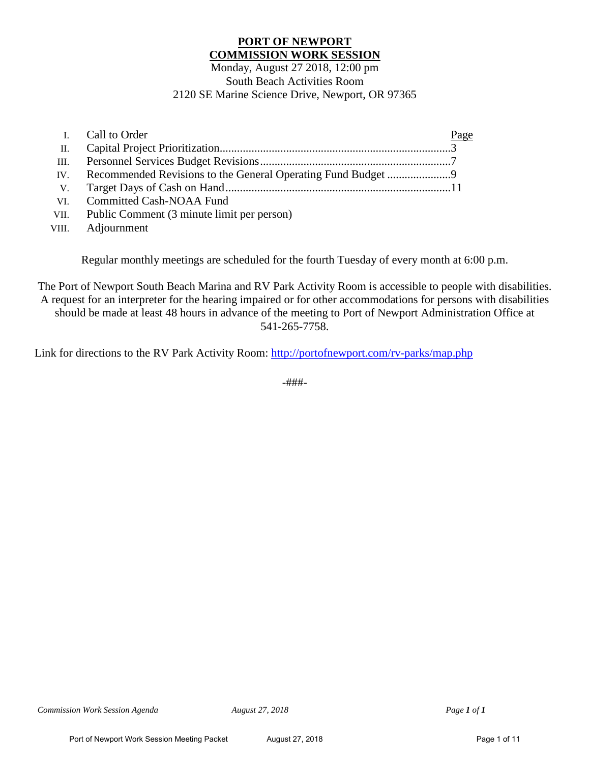# PORT OF NEWPORT
## COMMISSION WORK SESSION

Monday, August 27 2018, 12:00 pm
South Beach Activities Room
2120 SE Marine Science Drive, Newport, OR 97365

| | | Page |
|---|---|---|
| I. | Call to Order | |
| II. | Capital Project Prioritization | 3 |
| III. | Personnel Services Budget Revisions | 7 |
| IV. | Recommended Revisions to the General Operating Fund Budget | 9 |
| V. | Target Days of Cash on Hand | 11 |
| VI. | Committed Cash-NOAA Fund | |
| VII. | Public Comment (3 minute limit per person) | |
| VIII. | Adjournment | |

Regular monthly meetings are scheduled for the fourth Tuesday of every month at 6:00 p.m.

The Port of Newport South Beach Marina and RV Park Activity Room is accessible to people with disabilities. A request for an interpreter for the hearing impaired or for other accommodations for persons with disabilities should be made at least 48 hours in advance of the meeting to Port of Newport Administration Office at 541-265-7758.

Link for directions to the RV Park Activity Room: http://portofnewport.com/rv-parks/map.php

-###-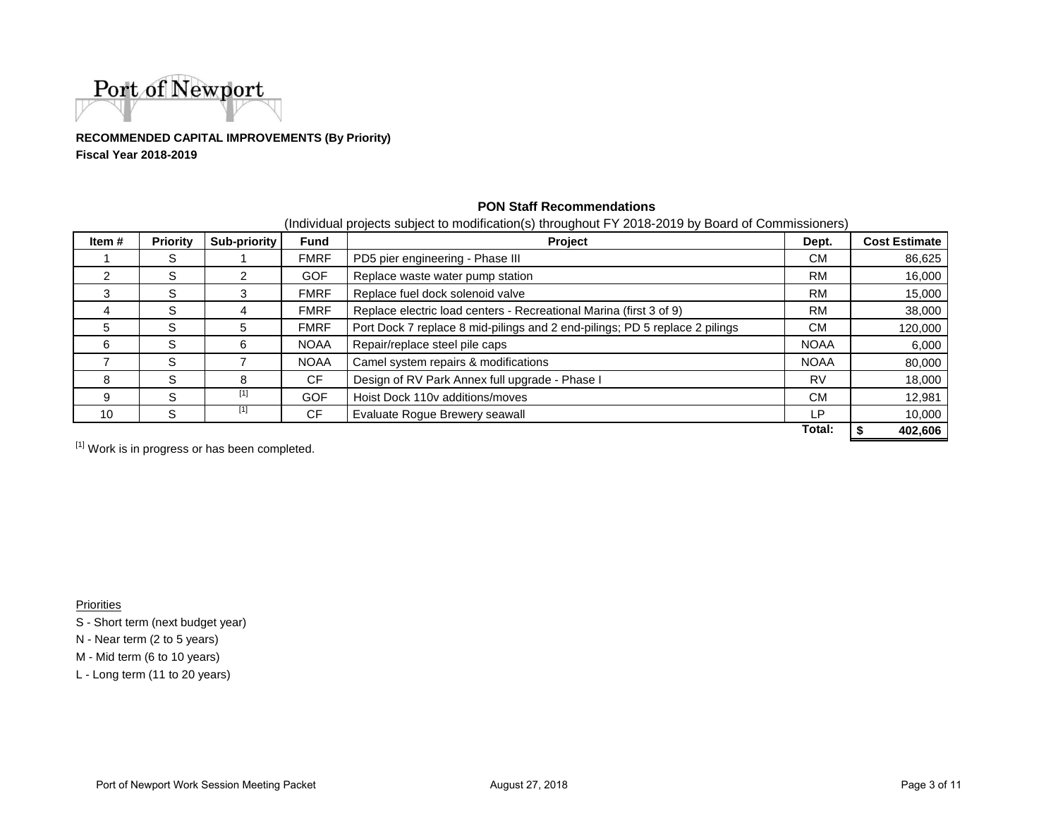Port of Newport

**RECOMMENDED CAPITAL IMPROVEMENTS (By Priority)**
**Fiscal Year 2018-2019**

**PON Staff Recommendations**

(Individual projects subject to modification(s) throughout FY 2018-2019 by Board of Commissioners)

| Item # | Priority | Sub-priority | Fund | Project | Dept. | Cost Estimate |
|---|---|---|---|---|---|---|
| 1 | S | 1 | FMRF | PD5 pier engineering - Phase III | CM | 86,625 |
| 2 | S | 2 | GOF | Replace waste water pump station | RM | 16,000 |
| 3 | S | 3 | FMRF | Replace fuel dock solenoid valve | RM | 15,000 |
| 4 | S | 4 | FMRF | Replace electric load centers - Recreational Marina (first 3 of 9) | RM | 38,000 |
| 5 | S | 5 | FMRF | Port Dock 7 replace 8 mid-pilings and 2 end-pilings; PD 5 replace 2 pilings | CM | 120,000 |
| 6 | S | 6 | NOAA | Repair/replace steel pile caps | NOAA | 6,000 |
| 7 | S | 7 | NOAA | Camel system repairs & modifications | NOAA | 80,000 |
| 8 | S | 8 | CF | Design of RV Park Annex full upgrade - Phase I | RV | 18,000 |
| 9 | S | [1] | GOF | Hoist Dock 110v additions/moves | CM | 12,981 |
| 10 | S | [1] | CF | Evaluate Rogue Brewery seawall | LP | 10,000 |
| | | | | | **Total:** | **$ 402,606** |

[1] Work is in progress or has been completed.

Priorities

S - Short term (next budget year)

N - Near term (2 to 5 years)

M - Mid term (6 to 10 years)

L - Long term (11 to 20 years)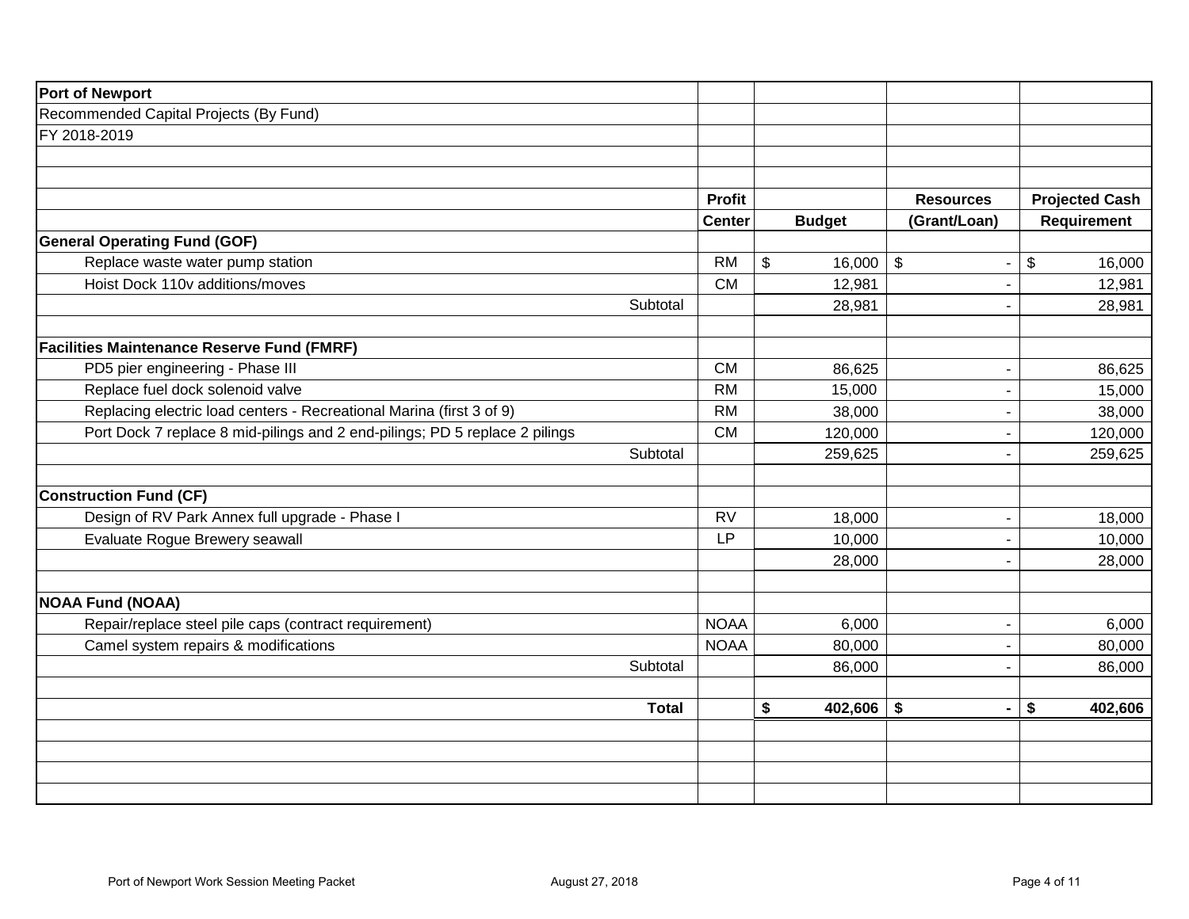**Port of Newport**

Recommended Capital Projects (By Fund)

FY 2018-2019

| | Profit Center | Budget | Resources (Grant/Loan) | Projected Cash Requirement |
|---|---|---|---|---|
| **General Operating Fund (GOF)** | | | | |
| Replace waste water pump station | RM | $ 16,000 | $ - | $ 16,000 |
| Hoist Dock 110v additions/moves | CM | 12,981 | - | 12,981 |
| Subtotal | | 28,981 | - | 28,981 |
| | | | | |
| **Facilities Maintenance Reserve Fund (FMRF)** | | | | |
| PD5 pier engineering - Phase III | CM | 86,625 | - | 86,625 |
| Replace fuel dock solenoid valve | RM | 15,000 | - | 15,000 |
| Replacing electric load centers - Recreational Marina (first 3 of 9) | RM | 38,000 | - | 38,000 |
| Port Dock 7 replace 8 mid-pilings and 2 end-pilings; PD 5 replace 2 pilings | CM | 120,000 | - | 120,000 |
| Subtotal | | 259,625 | - | 259,625 |
| | | | | |
| **Construction Fund (CF)** | | | | |
| Design of RV Park Annex full upgrade - Phase I | RV | 18,000 | - | 18,000 |
| Evaluate Rogue Brewery seawall | LP | 10,000 | - | 10,000 |
| | | 28,000 | - | 28,000 |
| | | | | |
| **NOAA Fund (NOAA)** | | | | |
| Repair/replace steel pile caps (contract requirement) | NOAA | 6,000 | - | 6,000 |
| Camel system repairs & modifications | NOAA | 80,000 | - | 80,000 |
| Subtotal | | 86,000 | - | 86,000 |
| | | | | |
| **Total** | | **$ 402,606** | **$ -** | **$ 402,606** |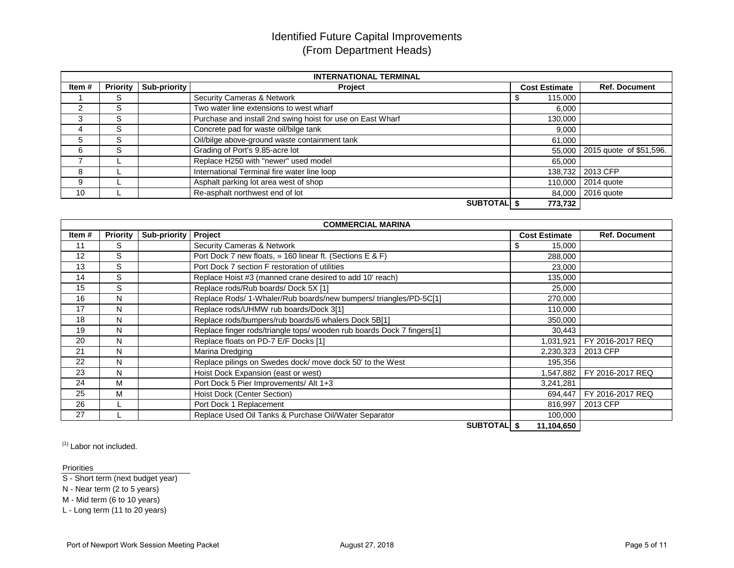# Identified Future Capital Improvements
## (From Department Heads)

| INTERNATIONAL TERMINAL | | | | | |
|---|---|---|---|---|---|
| **Item #** | **Priority** | **Sub-priority** | **Project** | **Cost Estimate** | **Ref. Document** |
| 1 | S | | Security Cameras & Network | $ 115,000 | |
| 2 | S | | Two water line extensions to west wharf | 6,000 | |
| 3 | S | | Purchase and install 2nd swing hoist for use on East Wharf | 130,000 | |
| 4 | S | | Concrete pad for waste oil/bilge tank | 9,000 | |
| 5 | S | | Oil/bilge above-ground waste containment tank | 61,000 | |
| 6 | S | | Grading of Port's 9.85-acre lot | 55,000 | 2015 quote of $51,596. |
| 7 | L | | Replace H250 with "newer" used model | 65,000 | |
| 8 | L | | International Terminal fire water line loop | 138,732 | 2013 CFP |
| 9 | L | | Asphalt parking lot area west of shop | 110,000 | 2014 quote |
| 10 | L | | Re-asphalt northwest end of lot | 84,000 | 2016 quote |
| | | | **SUBTOTAL** | **$ 773,732** | |

| COMMERCIAL MARINA | | | | | |
|---|---|---|---|---|---|
| **Item #** | **Priority** | **Sub-priority** | **Project** | **Cost Estimate** | **Ref. Document** |
| 11 | S | | Security Cameras & Network | $ 15,000 | |
| 12 | S | | Port Dock 7 new floats, » 160 linear ft. (Sections E & F) | 288,000 | |
| 13 | S | | Port Dock 7 section F restoration of utilities | 23,000 | |
| 14 | S | | Replace Hoist #3 (manned crane desired to add 10' reach) | 135,000 | |
| 15 | S | | Replace rods/Rub boards/ Dock 5X [1] | 25,000 | |
| 16 | N | | Replace Rods/ 1-Whaler/Rub boards/new bumpers/ triangles/PD-5C[1] | 270,000 | |
| 17 | N | | Replace rods/UHMW rub boards/Dock 3[1] | 110,000 | |
| 18 | N | | Replace rods/bumpers/rub boards/6 whalers Dock 5B[1] | 350,000 | |
| 19 | N | | Replace finger rods/triangle tops/ wooden rub boards Dock 7 fingers[1] | 30,443 | |
| 20 | N | | Replace floats on PD-7 E/F Docks [1] | 1,031,921 | FY 2016-2017 REQ |
| 21 | N | | Marina Dredging | 2,230,323 | 2013 CFP |
| 22 | N | | Replace pilings on Swedes dock/ move dock 50' to the West | 195,356 | |
| 23 | N | | Hoist Dock Expansion (east or west) | 1,547,882 | FY 2016-2017 REQ |
| 24 | M | | Port Dock 5 Pier Improvements/ Alt 1+3 | 3,241,281 | |
| 25 | M | | Hoist Dock (Center Section) | 694,447 | FY 2016-2017 REQ |
| 26 | L | | Port Dock 1 Replacement | 816,997 | 2013 CFP |
| 27 | L | | Replace Used Oil Tanks & Purchase Oil/Water Separator | 100,000 | |
| | | | **SUBTOTAL** | **$ 11,104,650** | |

[1] Labor not included.

Priorities

- S - Short term (next budget year)
- N - Near term (2 to 5 years)
- M - Mid term (6 to 10 years)
- L - Long term (11 to 20 years)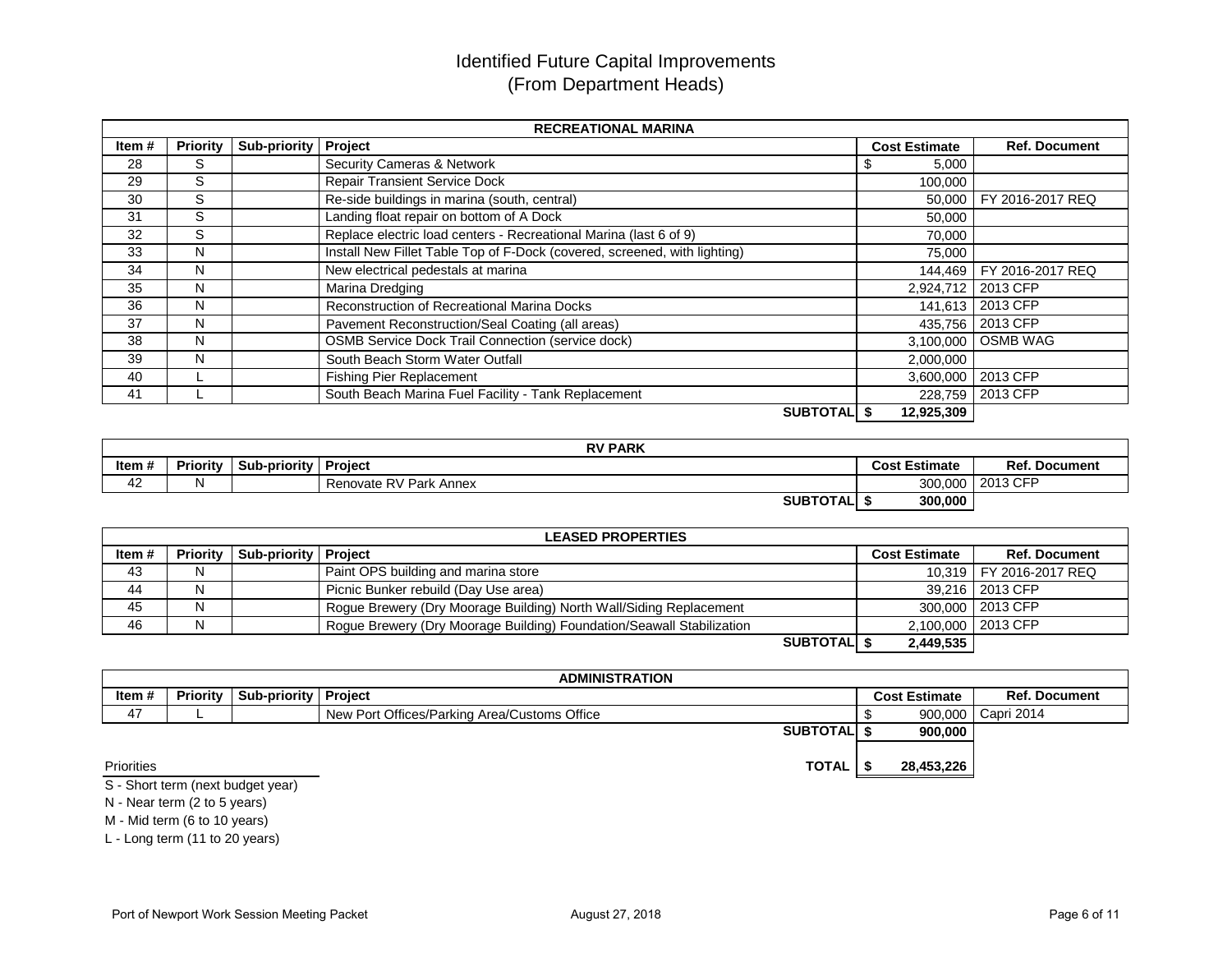# Identified Future Capital Improvements
## (From Department Heads)

| RECREATIONAL MARINA | | | | | |
|---|---|---|---|---|---|
| **Item #** | **Priority** | **Sub-priority** | **Project** | **Cost Estimate** | **Ref. Document** |
| 28 | S | | Security Cameras & Network | $ 5,000 | |
| 29 | S | | Repair Transient Service Dock | 100,000 | |
| 30 | S | | Re-side buildings in marina (south, central) | 50,000 | FY 2016-2017 REQ |
| 31 | S | | Landing float repair on bottom of A Dock | 50,000 | |
| 32 | S | | Replace electric load centers - Recreational Marina (last 6 of 9) | 70,000 | |
| 33 | N | | Install New Fillet Table Top of F-Dock (covered, screened, with lighting) | 75,000 | |
| 34 | N | | New electrical pedestals at marina | 144,469 | FY 2016-2017 REQ |
| 35 | N | | Marina Dredging | 2,924,712 | 2013 CFP |
| 36 | N | | Reconstruction of Recreational Marina Docks | 141,613 | 2013 CFP |
| 37 | N | | Pavement Reconstruction/Seal Coating (all areas) | 435,756 | 2013 CFP |
| 38 | N | | OSMB Service Dock Trail Connection (service dock) | 3,100,000 | OSMB WAG |
| 39 | N | | South Beach Storm Water Outfall | 2,000,000 | |
| 40 | L | | Fishing Pier Replacement | 3,600,000 | 2013 CFP |
| 41 | L | | South Beach Marina Fuel Facility - Tank Replacement | 228,759 | 2013 CFP |
| | | | **SUBTOTAL** | **$ 12,925,309** | |

| RV PARK | | | | | |
|---|---|---|---|---|---|
| **Item #** | **Priority** | **Sub-priority** | **Project** | **Cost Estimate** | **Ref. Document** |
| 42 | N | | Renovate RV Park Annex | 300,000 | 2013 CFP |
| | | | **SUBTOTAL** | **$ 300,000** | |

| LEASED PROPERTIES | | | | | |
|---|---|---|---|---|---|
| **Item #** | **Priority** | **Sub-priority** | **Project** | **Cost Estimate** | **Ref. Document** |
| 43 | N | | Paint OPS building and marina store | 10,319 | FY 2016-2017 REQ |
| 44 | N | | Picnic Bunker rebuild (Day Use area) | 39,216 | 2013 CFP |
| 45 | N | | Rogue Brewery (Dry Moorage Building) North Wall/Siding Replacement | 300,000 | 2013 CFP |
| 46 | N | | Rogue Brewery (Dry Moorage Building) Foundation/Seawall Stabilization | 2,100,000 | 2013 CFP |
| | | | **SUBTOTAL** | **$ 2,449,535** | |

| ADMINISTRATION | | | | | |
|---|---|---|---|---|---|
| **Item #** | **Priority** | **Sub-priority** | **Project** | **Cost Estimate** | **Ref. Document** |
| 47 | L | | New Port Offices/Parking Area/Customs Office | $ 900,000 | Capri 2014 |
| | | | **SUBTOTAL** | **$ 900,000** | |
| | | | **TOTAL** | **$ 28,453,226** | |

Priorities

S - Short term (next budget year)
N - Near term (2 to 5 years)
M - Mid term (6 to 10 years)
L - Long term (11 to 20 years)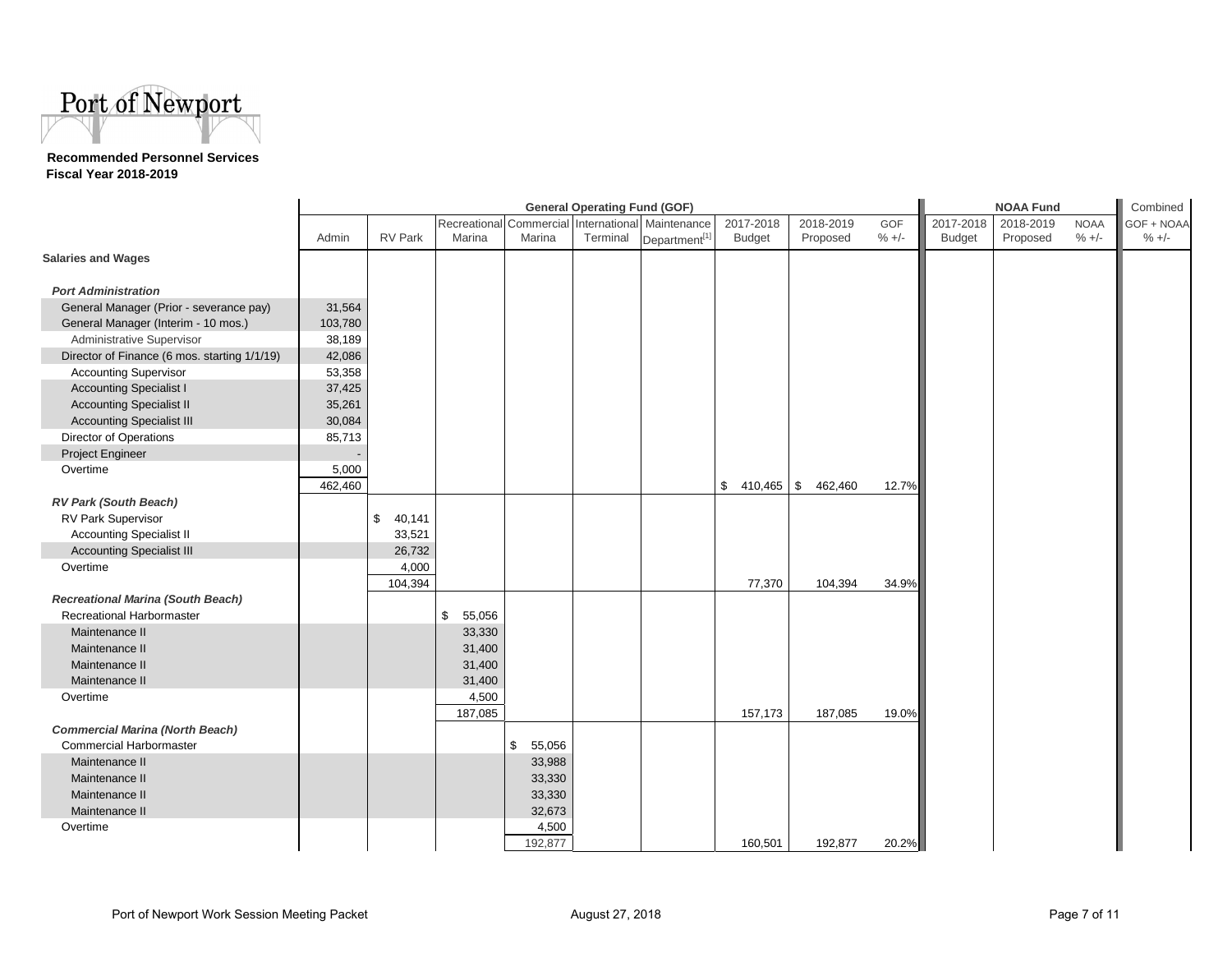Port of Newport

**Recommended Personnel Services**
**Fiscal Year 2018-2019**

| | General Operating Fund (GOF) | | | | | | | | | NOAA Fund | | | Combined |
|---|---|---|---|---|---|---|---|---|---|---|---|---|---|
| | Admin | RV Park | Recreational Marina | Commercial Marina | International Terminal | Maintenance Department[1] | 2017-2018 Budget | 2018-2019 Proposed | GOF % +/- | 2017-2018 Budget | 2018-2019 Proposed | NOAA % +/- | GOF + NOAA % +/- |
| **Salaries and Wages** | | | | | | | | | | | | | |
| ***Port Administration*** | | | | | | | | | | | | | |
| General Manager (Prior - severance pay) | 31,564 | | | | | | | | | | | | |
| General Manager (Interim - 10 mos.) | 103,780 | | | | | | | | | | | | |
| Administrative Supervisor | 38,189 | | | | | | | | | | | | |
| Director of Finance (6 mos. starting 1/1/19) | 42,086 | | | | | | | | | | | | |
| Accounting Supervisor | 53,358 | | | | | | | | | | | | |
| Accounting Specialist I | 37,425 | | | | | | | | | | | | |
| Accounting Specialist II | 35,261 | | | | | | | | | | | | |
| Accounting Specialist III | 30,084 | | | | | | | | | | | | |
| Director of Operations | 85,713 | | | | | | | | | | | | |
| Project Engineer | - | | | | | | | | | | | | |
| Overtime | 5,000 | | | | | | | | | | | | |
| | 462,460 | | | | | | $ 410,465 | $ 462,460 | 12.7% | | | | |
| ***RV Park (South Beach)*** | | | | | | | | | | | | | |
| RV Park Supervisor | | $ 40,141 | | | | | | | | | | | |
| Accounting Specialist II | | 33,521 | | | | | | | | | | | |
| Accounting Specialist III | | 26,732 | | | | | | | | | | | |
| Overtime | | 4,000 | | | | | | | | | | | |
| | | 104,394 | | | | | 77,370 | 104,394 | 34.9% | | | | |
| ***Recreational Marina (South Beach)*** | | | | | | | | | | | | | |
| Recreational Harbormaster | | | $ 55,056 | | | | | | | | | | |
| Maintenance II | | | 33,330 | | | | | | | | | | |
| Maintenance II | | | 31,400 | | | | | | | | | | |
| Maintenance II | | | 31,400 | | | | | | | | | | |
| Maintenance II | | | 31,400 | | | | | | | | | | |
| Overtime | | | 4,500 | | | | | | | | | | |
| | | | 187,085 | | | | 157,173 | 187,085 | 19.0% | | | | |
| ***Commercial Marina (North Beach)*** | | | | | | | | | | | | | |
| Commercial Harbormaster | | | | $ 55,056 | | | | | | | | | |
| Maintenance II | | | | 33,988 | | | | | | | | | |
| Maintenance II | | | | 33,330 | | | | | | | | | |
| Maintenance II | | | | 33,330 | | | | | | | | | |
| Maintenance II | | | | 32,673 | | | | | | | | | |
| Overtime | | | | 4,500 | | | | | | | | | |
| | | | | 192,877 | | | 160,501 | 192,877 | 20.2% | | | | |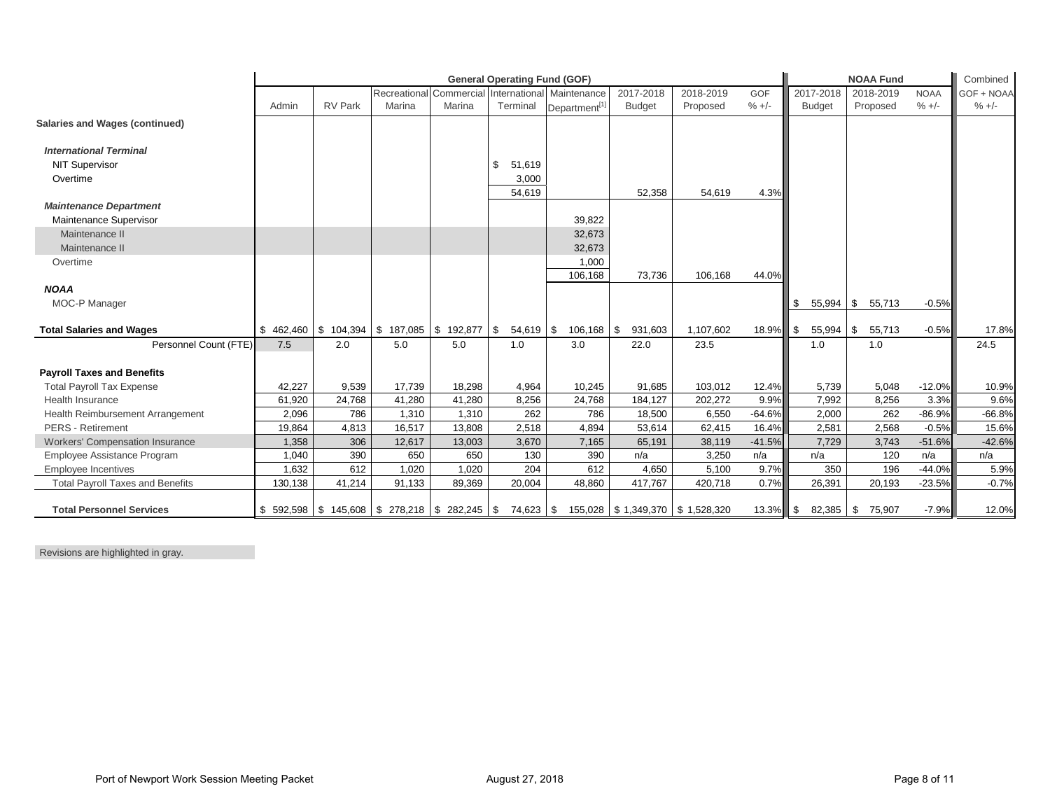| | General Operating Fund (GOF) | | | | | | | | | NOAA Fund | | | Combined |
|---|---|---|---|---|---|---|---|---|---|---|---|---|---|
| | Admin | RV Park | Recreational Marina | Commercial Marina | International Terminal | Maintenance Department[1] | 2017-2018 Budget | 2018-2019 Proposed | GOF % +/- | 2017-2018 Budget | 2018-2019 Proposed | NOAA % +/- | GOF + NOAA % +/- |
| **Salaries and Wages (continued)** | | | | | | | | | | | | | |
| ***International Terminal*** | | | | | | | | | | | | | |
| NIT Supervisor | | | | | $ 51,619 | | | | | | | | |
| Overtime | | | | | 3,000 | | | | | | | | |
| | | | | | 54,619 | | 52,358 | 54,619 | 4.3% | | | | |
| ***Maintenance Department*** | | | | | | | | | | | | | |
| Maintenance Supervisor | | | | | | 39,822 | | | | | | | |
| Maintenance II | | | | | | 32,673 | | | | | | | |
| Maintenance II | | | | | | 32,673 | | | | | | | |
| Overtime | | | | | | 1,000 | | | | | | | |
| | | | | | | 106,168 | 73,736 | 106,168 | 44.0% | | | | |
| ***NOAA*** | | | | | | | | | | | | | |
| MOC-P Manager | | | | | | | | | | $ 55,994 | $ 55,713 | -0.5% | |
| **Total Salaries and Wages** | $ 462,460 | $ 104,394 | $ 187,085 | $ 192,877 | $ 54,619 | $ 106,168 | $ 931,603 | 1,107,602 | 18.9% | $ 55,994 | $ 55,713 | -0.5% | 17.8% |
| Personnel Count (FTE) | 7.5 | 2.0 | 5.0 | 5.0 | 1.0 | 3.0 | 22.0 | 23.5 | | 1.0 | 1.0 | | 24.5 |
| **Payroll Taxes and Benefits** | | | | | | | | | | | | | |
| Total Payroll Tax Expense | 42,227 | 9,539 | 17,739 | 18,298 | 4,964 | 10,245 | 91,685 | 103,012 | 12.4% | 5,739 | 5,048 | -12.0% | 10.9% |
| Health Insurance | 61,920 | 24,768 | 41,280 | 41,280 | 8,256 | 24,768 | 184,127 | 202,272 | 9.9% | 7,992 | 8,256 | 3.3% | 9.6% |
| Health Reimbursement Arrangement | 2,096 | 786 | 1,310 | 1,310 | 262 | 786 | 18,500 | 6,550 | -64.6% | 2,000 | 262 | -86.9% | -66.8% |
| PERS - Retirement | 19,864 | 4,813 | 16,517 | 13,808 | 2,518 | 4,894 | 53,614 | 62,415 | 16.4% | 2,581 | 2,568 | -0.5% | 15.6% |
| Workers' Compensation Insurance | 1,358 | 306 | 12,617 | 13,003 | 3,670 | 7,165 | 65,191 | 38,119 | -41.5% | 7,729 | 3,743 | -51.6% | -42.6% |
| Employee Assistance Program | 1,040 | 390 | 650 | 650 | 130 | 390 | n/a | 3,250 | n/a | n/a | 120 | n/a | n/a |
| Employee Incentives | 1,632 | 612 | 1,020 | 1,020 | 204 | 612 | 4,650 | 5,100 | 9.7% | 350 | 196 | -44.0% | 5.9% |
| Total Payroll Taxes and Benefits | 130,138 | 41,214 | 91,133 | 89,369 | 20,004 | 48,860 | 417,767 | 420,718 | 0.7% | 26,391 | 20,193 | -23.5% | -0.7% |
| **Total Personnel Services** | $ 592,598 | $ 145,608 | $ 278,218 | $ 282,245 | $ 74,623 | $ 155,028 | $ 1,349,370 | $ 1,528,320 | 13.3% | $ 82,385 | $ 75,907 | -7.9% | 12.0% |

Revisions are highlighted in gray.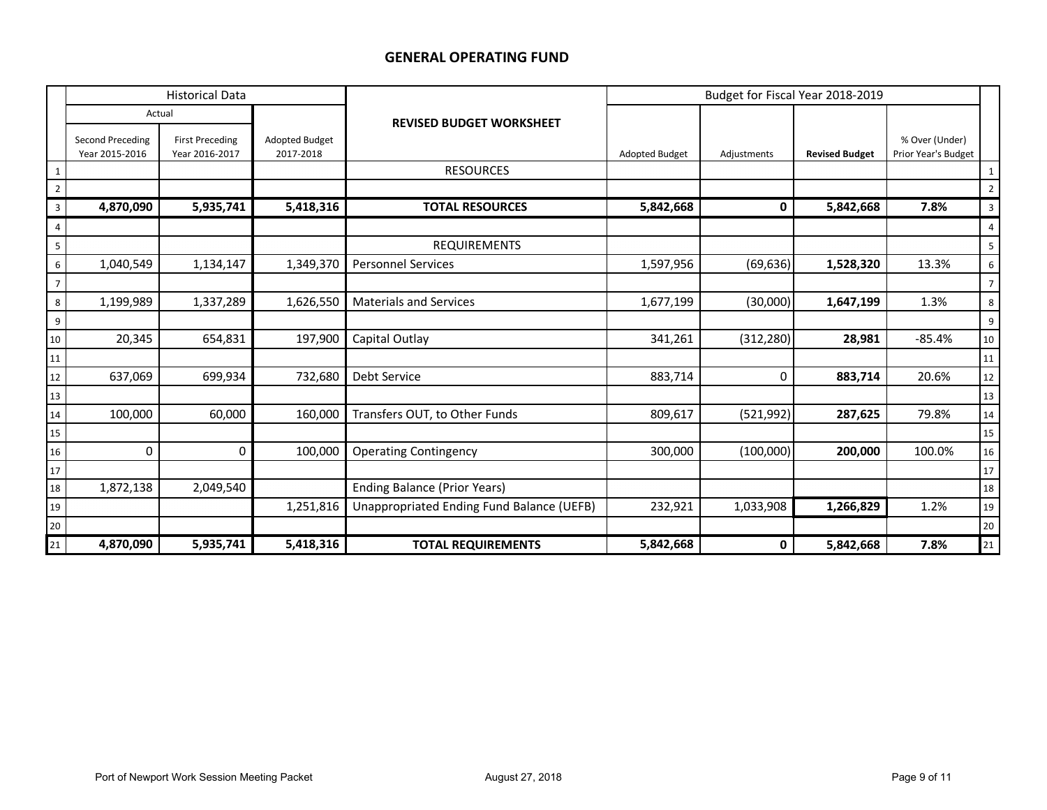## GENERAL OPERATING FUND

| | Historical Data | | | REVISED BUDGET WORKSHEET | Budget for Fiscal Year 2018-2019 | | | | |
|---|---|---|---|---|---|---|---|---|---|
| | Actual | | | | | | | | |
| | Second Preceding Year 2015-2016 | First Preceding Year 2016-2017 | Adopted Budget 2017-2018 | | Adopted Budget | Adjustments | **Revised Budget** | % Over (Under) Prior Year's Budget | |
| 1 | | | | RESOURCES | | | | | 1 |
| 2 | | | | | | | | | 2 |
| 3 | **4,870,090** | **5,935,741** | **5,418,316** | **TOTAL RESOURCES** | **5,842,668** | **0** | **5,842,668** | **7.8%** | 3 |
| 4 | | | | | | | | | 4 |
| 5 | | | | REQUIREMENTS | | | | | 5 |
| 6 | 1,040,549 | 1,134,147 | 1,349,370 | Personnel Services | 1,597,956 | (69,636) | **1,528,320** | 13.3% | 6 |
| 7 | | | | | | | | | 7 |
| 8 | 1,199,989 | 1,337,289 | 1,626,550 | Materials and Services | 1,677,199 | (30,000) | **1,647,199** | 1.3% | 8 |
| 9 | | | | | | | | | 9 |
| 10 | 20,345 | 654,831 | 197,900 | Capital Outlay | 341,261 | (312,280) | **28,981** | -85.4% | 10 |
| 11 | | | | | | | | | 11 |
| 12 | 637,069 | 699,934 | 732,680 | Debt Service | 883,714 | 0 | **883,714** | 20.6% | 12 |
| 13 | | | | | | | | | 13 |
| 14 | 100,000 | 60,000 | 160,000 | Transfers OUT, to Other Funds | 809,617 | (521,992) | **287,625** | 79.8% | 14 |
| 15 | | | | | | | | | 15 |
| 16 | 0 | 0 | 100,000 | Operating Contingency | 300,000 | (100,000) | **200,000** | 100.0% | 16 |
| 17 | | | | | | | | | 17 |
| 18 | 1,872,138 | 2,049,540 | | Ending Balance (Prior Years) | | | | | 18 |
| 19 | | | 1,251,816 | Unappropriated Ending Fund Balance (UEFB) | 232,921 | 1,033,908 | **1,266,829** | 1.2% | 19 |
| 20 | | | | | | | | | 20 |
| 21 | **4,870,090** | **5,935,741** | **5,418,316** | **TOTAL REQUIREMENTS** | **5,842,668** | **0** | **5,842,668** | **7.8%** | 21 |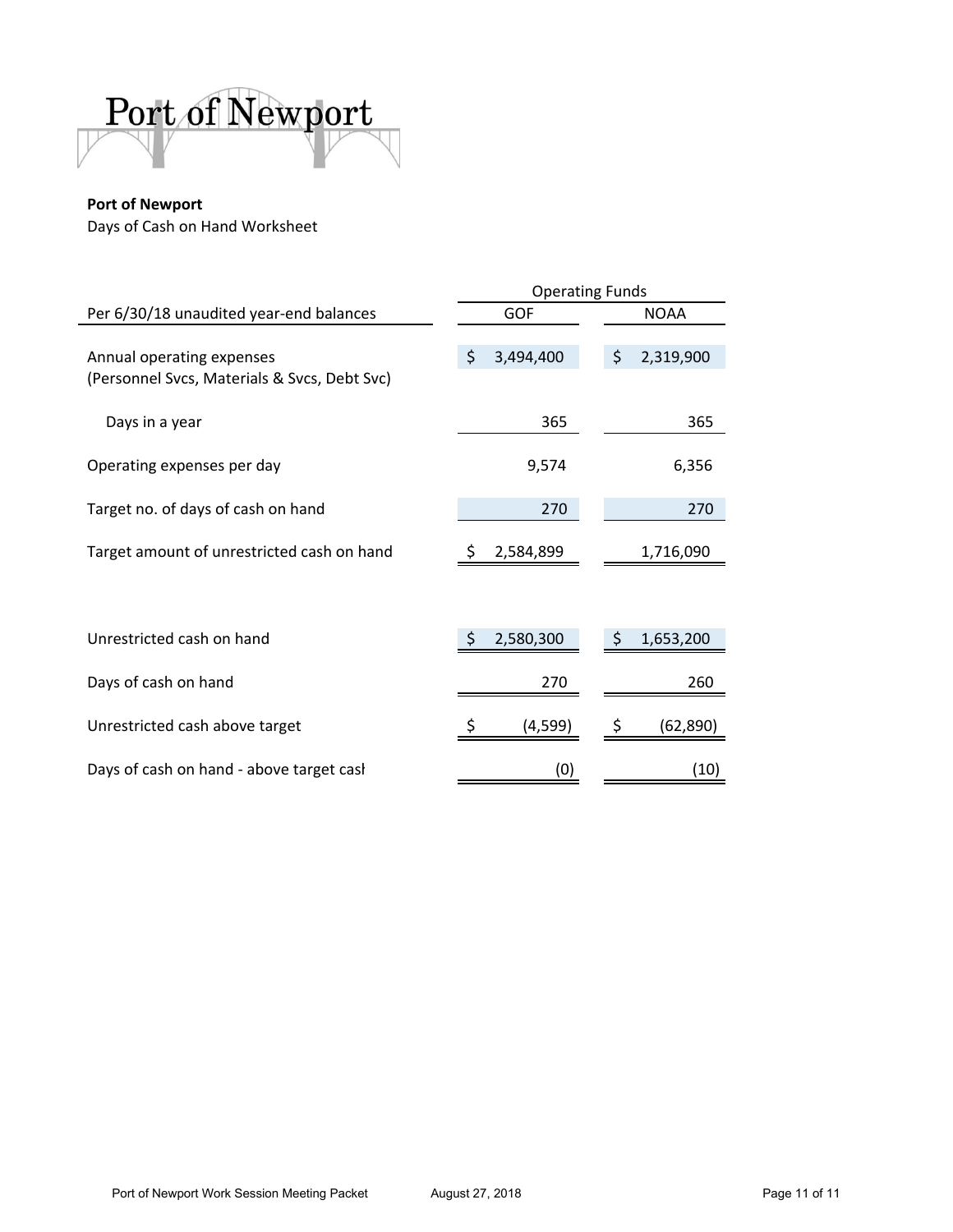Port of Newport

**Port of Newport**

Days of Cash on Hand Worksheet

| | Operating Funds | |
|---|---|---|
| Per 6/30/18 unaudited year-end balances | GOF | NOAA |
| Annual operating expenses (Personnel Svcs, Materials & Svcs, Debt Svc) | $ 3,494,400 | $ 2,319,900 |
| Days in a year | 365 | 365 |
| Operating expenses per day | 9,574 | 6,356 |
| Target no. of days of cash on hand | 270 | 270 |
| Target amount of unrestricted cash on hand | $ 2,584,899 | 1,716,090 |
| Unrestricted cash on hand | $ 2,580,300 | $ 1,653,200 |
| Days of cash on hand | 270 | 260 |
| Unrestricted cash above target | $ (4,599) | $ (62,890) |
| Days of cash on hand - above target casl | (0) | (10) |